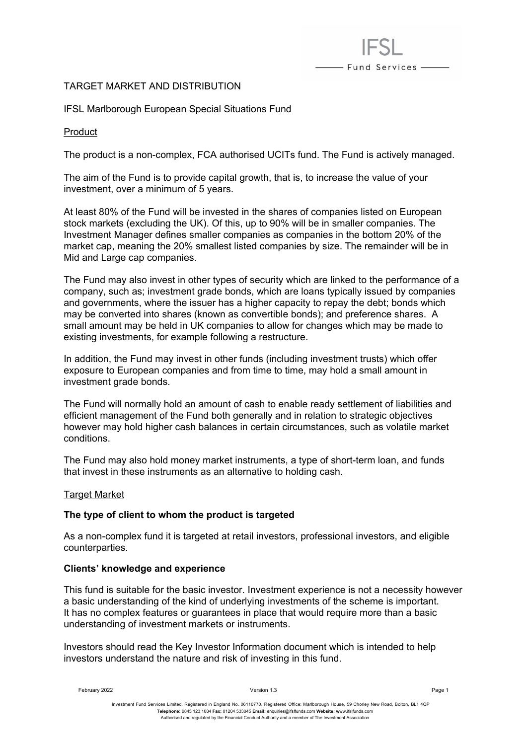# TARGET MARKET AND DISTRIBUTION

IFSL Marlborough European Special Situations Fund

## Product

The product is a non-complex, FCA authorised UCITs fund. The Fund is actively managed.

The aim of the Fund is to provide capital growth, that is, to increase the value of your investment, over a minimum of 5 years.

At least 80% of the Fund will be invested in the shares of companies listed on European stock markets (excluding the UK). Of this, up to 90% will be in smaller companies. The Investment Manager defines smaller companies as companies in the bottom 20% of the market cap, meaning the 20% smallest listed companies by size. The remainder will be in Mid and Large cap companies.

The Fund may also invest in other types of security which are linked to the performance of a company, such as; investment grade bonds, which are loans typically issued by companies and governments, where the issuer has a higher capacity to repay the debt; bonds which may be converted into shares (known as convertible bonds); and preference shares. A small amount may be held in UK companies to allow for changes which may be made to existing investments, for example following a restructure.

In addition, the Fund may invest in other funds (including investment trusts) which offer exposure to European companies and from time to time, may hold a small amount in investment grade bonds.

The Fund will normally hold an amount of cash to enable ready settlement of liabilities and efficient management of the Fund both generally and in relation to strategic objectives however may hold higher cash balances in certain circumstances, such as volatile market conditions.

The Fund may also hold money market instruments, a type of short-term loan, and funds that invest in these instruments as an alternative to holding cash.

## Target Market

### The type of client to whom the product is targeted

As a non-complex fund it is targeted at retail investors, professional investors, and eligible counterparties.

### Clients' knowledge and experience

This fund is suitable for the basic investor. Investment experience is not a necessity however a basic understanding of the kind of underlying investments of the scheme is important. It has no complex features or guarantees in place that would require more than a basic understanding of investment markets or instruments.

Investors should read the Key Investor Information document which is intended to help investors understand the nature and risk of investing in this fund.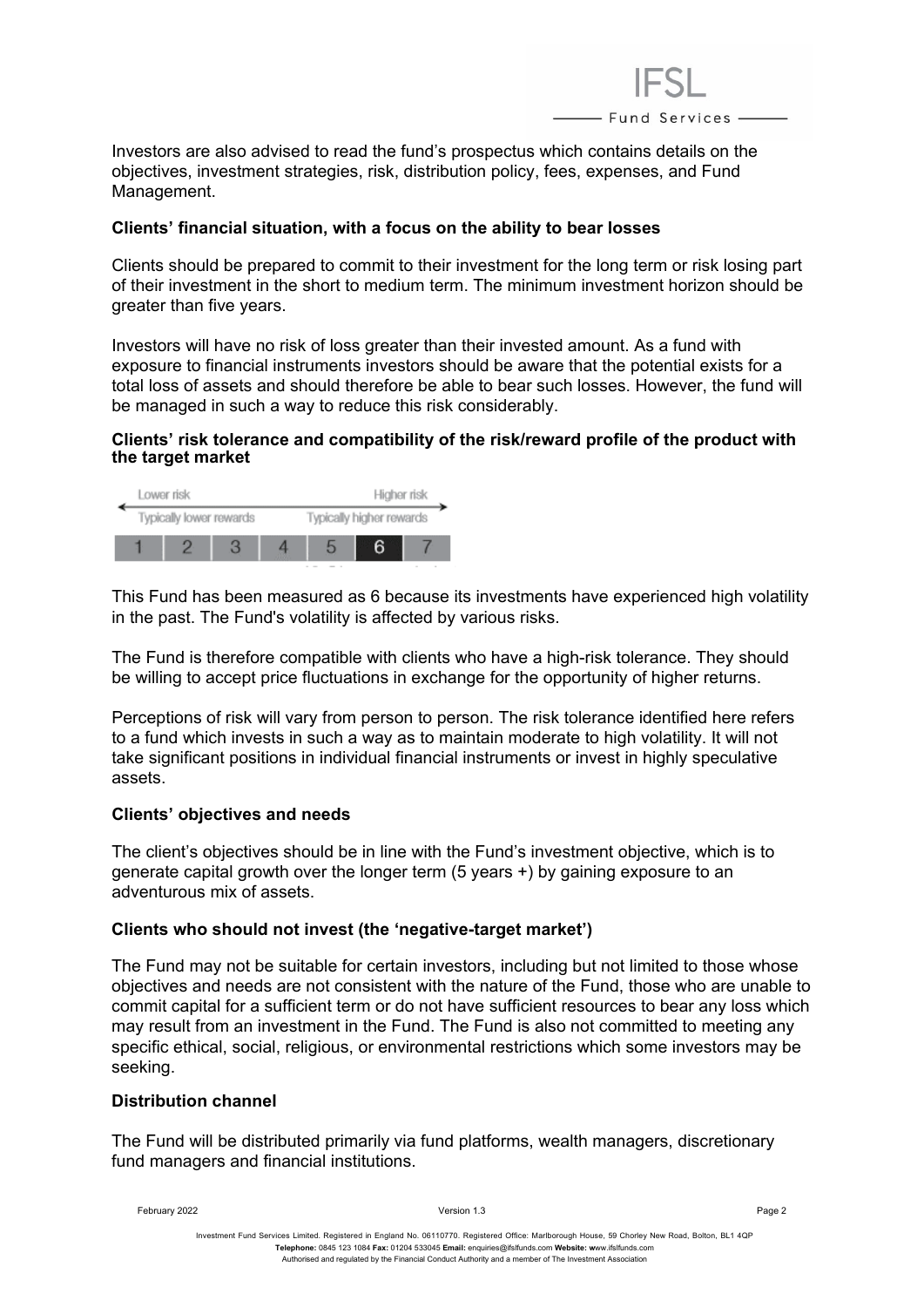Investors are also advised to read the fund's prospectus which contains details on the objectives, investment strategies, risk, distribution policy, fees, expenses, and Fund Management.

**Clients' financial situation, with a focus on the ability to bear losses**

Clients should be prepared to commit to their investment for the long term or risk losing part of their investment in the short to medium term. The minimum investment horizon should be greater than five years.

Investors will have no risk of loss greater than their invested amount. As a fund with exposure to financial instruments investors should be aware that the potential exists for a total loss of assets and should therefore be able to bear such losses. However, the fund will be managed in such a way to reduce this risk considerably.

**Clients' risk tolerance and compatibility of the risk/reward profile of the product with the target market**

Lower risk
Higher risk
Typically lower rewards
Typically higher rewards
1 2 3 4 5 6 7

This Fund has been measured as 6 because its investments have experienced high volatility in the past. The Fund's volatility is affected by various risks.

The Fund is therefore compatible with clients who have a high-risk tolerance. They should be willing to accept price fluctuations in exchange for the opportunity of higher returns.

Perceptions of risk will vary from person to person. The risk tolerance identified here refers to a fund which invests in such a way as to maintain moderate to high volatility. It will not take significant positions in individual financial instruments or invest in highly speculative assets.

**Clients' objectives and needs**

The client's objectives should be in line with the Fund's investment objective, which is to generate capital growth over the longer term (5 years +) by gaining exposure to an adventurous mix of assets.

**Clients who should not invest (the 'negative-target market')**

The Fund may not be suitable for certain investors, including but not limited to those whose objectives and needs are not consistent with the nature of the Fund, those who are unable to commit capital for a sufficient term or do not have sufficient resources to bear any loss which may result from an investment in the Fund. The Fund is also not committed to meeting any specific ethical, social, religious, or environmental restrictions which some investors may be seeking.

**Distribution channel**

The Fund will be distributed primarily via fund platforms, wealth managers, discretionary fund managers and financial institutions.